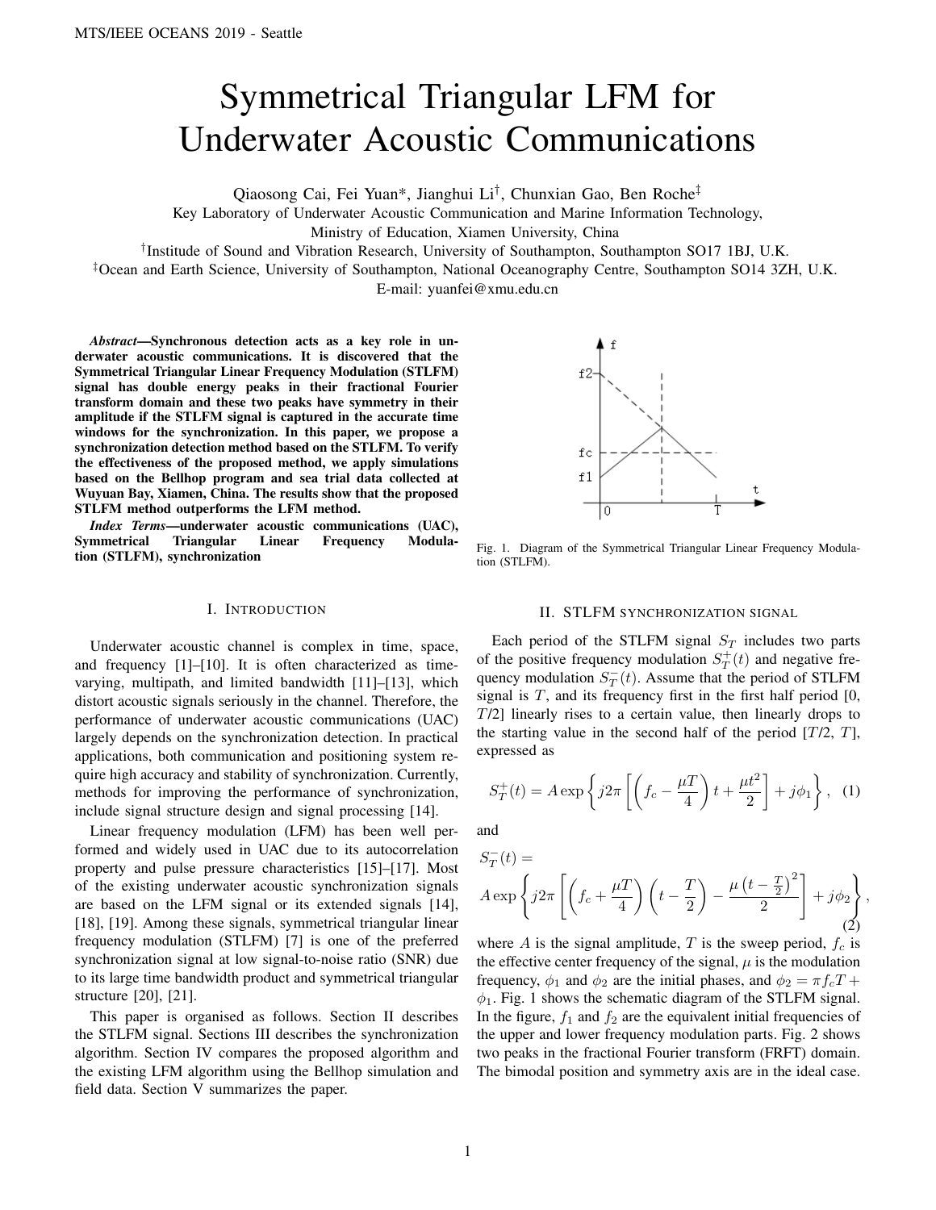# Symmetrical Triangular LFM for Underwater Acoustic Communications

Qiaosong Cai, Fei Yuan*, Jianghui Li[†], Chunxian Gao, Ben Roche[‡]

Key Laboratory of Underwater Acoustic Communication and Marine Information Technology,
Ministry of Education, Xiamen University, China

[†]Institude of Sound and Vibration Research, University of Southampton, Southampton SO17 1BJ, U.K.

[‡]Ocean and Earth Science, University of Southampton, National Oceanography Centre, Southampton SO14 3ZH, U.K.

E-mail: yuanfei@xmu.edu.cn

***Abstract*—Synchronous detection acts as a key role in underwater acoustic communications. It is discovered that the Symmetrical Triangular Linear Frequency Modulation (STLFM) signal has double energy peaks in their fractional Fourier transform domain and these two peaks have symmetry in their amplitude if the STLFM signal is captured in the accurate time windows for the synchronization. In this paper, we propose a synchronization detection method based on the STLFM. To verify the effectiveness of the proposed method, we apply simulations based on the Bellhop program and sea trial data collected at Wuyuan Bay, Xiamen, China. The results show that the proposed STLFM method outperforms the LFM method.**

***Index Terms*—underwater acoustic communications (UAC), Symmetrical Triangular Linear Frequency Modulation (STLFM), synchronization**

## I. Introduction

Underwater acoustic channel is complex in time, space, and frequency [1]–[10]. It is often characterized as time-varying, multipath, and limited bandwidth [11]–[13], which distort acoustic signals seriously in the channel. Therefore, the performance of underwater acoustic communications (UAC) largely depends on the synchronization detection. In practical applications, both communication and positioning system require high accuracy and stability of synchronization. Currently, methods for improving the performance of synchronization, include signal structure design and signal processing [14].

Linear frequency modulation (LFM) has been well performed and widely used in UAC due to its autocorrelation property and pulse pressure characteristics [15]–[17]. Most of the existing underwater acoustic synchronization signals are based on the LFM signal or its extended signals [14], [18], [19]. Among these signals, symmetrical triangular linear frequency modulation (STLFM) [7] is one of the preferred synchronization signal at low signal-to-noise ratio (SNR) due to its large time bandwidth product and symmetrical triangular structure [20], [21].

This paper is organised as follows. Section II describes the STLFM signal. Sections III describes the synchronization algorithm. Section IV compares the proposed algorithm and the existing LFM algorithm using the Bellhop simulation and field data. Section V summarizes the paper.

Fig. 1. Diagram of the Symmetrical Triangular Linear Frequency Modulation (STLFM).

## II. STLFM synchronization signal

Each period of the STLFM signal $S_T$ includes two parts of the positive frequency modulation $S_T^+(t)$ and negative frequency modulation $S_T^-(t)$. Assume that the period of STLFM signal is $T$, and its frequency first in the first half period [0, $T$/2] linearly rises to a certain value, then linearly drops to the starting value in the second half of the period [$T$/2, $T$], expressed as

$$S_T^+(t) = A\exp\left\{j2\pi\left[\left(f_c - \frac{\mu T}{4}\right)t + \frac{\mu t^2}{2}\right] + j\phi_1\right\}, \quad (1)$$

and

$$S_T^-(t) = A\exp\left\{j2\pi\left[\left(f_c + \frac{\mu T}{4}\right)\left(t - \frac{T}{2}\right) - \frac{\mu\left(t - \frac{T}{2}\right)^2}{2}\right] + j\phi_2\right\}, \quad (2)$$

where $A$ is the signal amplitude, $T$ is the sweep period, $f_c$ is the effective center frequency of the signal, $\mu$ is the modulation frequency, $\phi_1$ and $\phi_2$ are the initial phases, and $\phi_2 = \pi f_c T + \phi_1$. Fig. 1 shows the schematic diagram of the STLFM signal. In the figure, $f_1$ and $f_2$ are the equivalent initial frequencies of the upper and lower frequency modulation parts. Fig. 2 shows two peaks in the fractional Fourier transform (FRFT) domain. The bimodal position and symmetry axis are in the ideal case.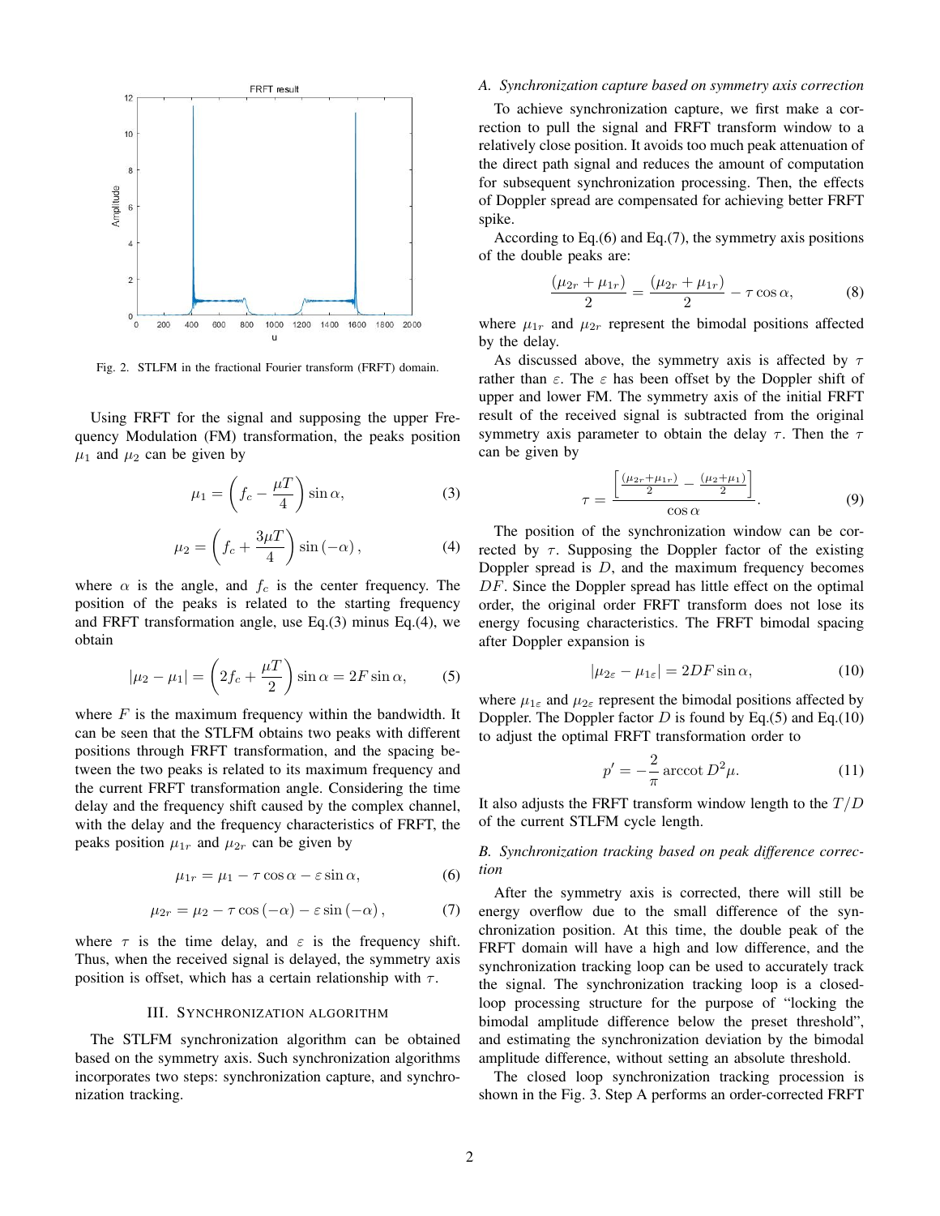Fig. 2. STLFM in the fractional Fourier transform (FRFT) domain.

Using FRFT for the signal and supposing the upper Frequency Modulation (FM) transformation, the peaks position $\mu_1$ and $\mu_2$ can be given by

$$\mu_1 = \left(f_c - \frac{\mu T}{4}\right)\sin\alpha, \tag{3}$$

$$\mu_2 = \left(f_c + \frac{3\mu T}{4}\right)\sin(-\alpha), \tag{4}$$

where $\alpha$ is the angle, and $f_c$ is the center frequency. The position of the peaks is related to the starting frequency and FRFT transformation angle, use Eq.(3) minus Eq.(4), we obtain

$$|\mu_2 - \mu_1| = \left(2f_c + \frac{\mu T}{2}\right)\sin\alpha = 2F\sin\alpha, \tag{5}$$

where $F$ is the maximum frequency within the bandwidth. It can be seen that the STLFM obtains two peaks with different positions through FRFT transformation, and the spacing between the two peaks is related to its maximum frequency and the current FRFT transformation angle. Considering the time delay and the frequency shift caused by the complex channel, with the delay and the frequency characteristics of FRFT, the peaks position $\mu_{1r}$ and $\mu_{2r}$ can be given by

$$\mu_{1r} = \mu_1 - \tau\cos\alpha - \varepsilon\sin\alpha, \tag{6}$$

$$\mu_{2r} = \mu_2 - \tau\cos(-\alpha) - \varepsilon\sin(-\alpha), \tag{7}$$

where $\tau$ is the time delay, and $\varepsilon$ is the frequency shift. Thus, when the received signal is delayed, the symmetry axis position is offset, which has a certain relationship with $\tau$.

## III. Synchronization Algorithm

The STLFM synchronization algorithm can be obtained based on the symmetry axis. Such synchronization algorithms incorporates two steps: synchronization capture, and synchronization tracking.

### *A. Synchronization capture based on symmetry axis correction*

To achieve synchronization capture, we first make a correction to pull the signal and FRFT transform window to a relatively close position. It avoids too much peak attenuation of the direct path signal and reduces the amount of computation for subsequent synchronization processing. Then, the effects of Doppler spread are compensated for achieving better FRFT spike.

According to Eq.(6) and Eq.(7), the symmetry axis positions of the double peaks are:

$$\frac{(\mu_{2r} + \mu_{1r})}{2} = \frac{(\mu_{2r} + \mu_{1r})}{2} - \tau\cos\alpha, \tag{8}$$

where $\mu_{1r}$ and $\mu_{2r}$ represent the bimodal positions affected by the delay.

As discussed above, the symmetry axis is affected by $\tau$ rather than $\varepsilon$. The $\varepsilon$ has been offset by the Doppler shift of upper and lower FM. The symmetry axis of the initial FRFT result of the received signal is subtracted from the original symmetry axis parameter to obtain the delay $\tau$. Then the $\tau$ can be given by

$$\tau = \frac{\left[\frac{(\mu_{2r}+\mu_{1r})}{2} - \frac{(\mu_2+\mu_1)}{2}\right]}{\cos\alpha}. \tag{9}$$

The position of the synchronization window can be corrected by $\tau$. Supposing the Doppler factor of the existing Doppler spread is $D$, and the maximum frequency becomes $DF$. Since the Doppler spread has little effect on the optimal order, the original order FRFT transform does not lose its energy focusing characteristics. The FRFT bimodal spacing after Doppler expansion is

$$|\mu_{2\varepsilon} - \mu_{1\varepsilon}| = 2DF\sin\alpha, \tag{10}$$

where $\mu_{1\varepsilon}$ and $\mu_{2\varepsilon}$ represent the bimodal positions affected by Doppler. The Doppler factor $D$ is found by Eq.(5) and Eq.(10) to adjust the optimal FRFT transformation order to

$$p' = -\frac{2}{\pi}\operatorname{arccot} D^2\mu. \tag{11}$$

It also adjusts the FRFT transform window length to the $T/D$ of the current STLFM cycle length.

### *B. Synchronization tracking based on peak difference correction*

After the symmetry axis is corrected, there will still be energy overflow due to the small difference of the synchronization position. At this time, the double peak of the FRFT domain will have a high and low difference, and the synchronization tracking loop can be used to accurately track the signal. The synchronization tracking loop is a closed-loop processing structure for the purpose of "locking the bimodal amplitude difference below the preset threshold", and estimating the synchronization deviation by the bimodal amplitude difference, without setting an absolute threshold.

The closed loop synchronization tracking procession is shown in the Fig. 3. Step A performs an order-corrected FRFT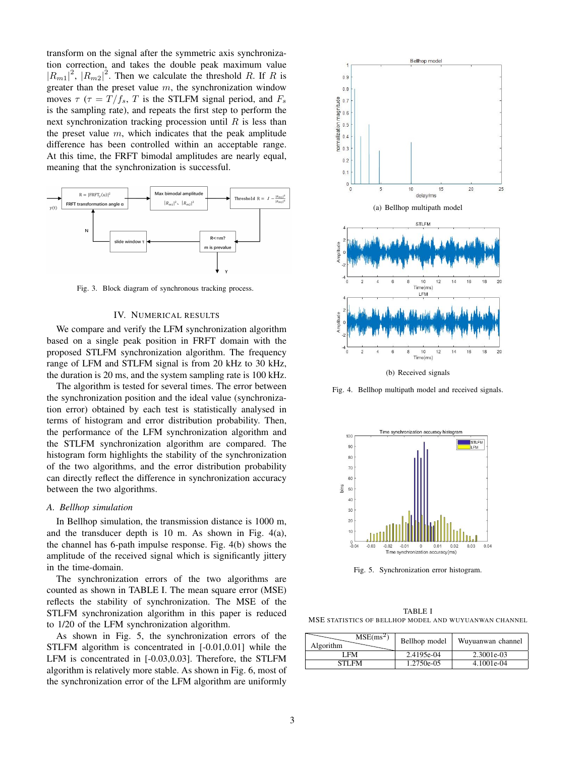transform on the signal after the symmetric axis synchronization correction, and takes the double peak maximum value $|R_{m1}|^2$, $|R_{m2}|^2$. Then we calculate the threshold $R$. If $R$ is greater than the preset value $m$, the synchronization window moves $\tau$ ($\tau = T/f_s$, $T$ is the STLFM signal period, and $F_s$ is the sampling rate), and repeats the first step to perform the next synchronization tracking procession until $R$ is less than the preset value $m$, which indicates that the peak amplitude difference has been controlled within an acceptable range. At this time, the FRFT bimodal amplitudes are nearly equal, meaning that the synchronization is successful.

Fig. 3. Block diagram of synchronous tracking process.

## IV. Numerical Results

We compare and verify the LFM synchronization algorithm based on a single peak position in FRFT domain with the proposed STLFM synchronization algorithm. The frequency range of LFM and STLFM signal is from 20 kHz to 30 kHz, the duration is 20 ms, and the system sampling rate is 100 kHz.

The algorithm is tested for several times. The error between the synchronization position and the ideal value (synchronization error) obtained by each test is statistically analysed in terms of histogram and error distribution probability. Then, the performance of the LFM synchronization algorithm and the STLFM synchronization algorithm are compared. The histogram form highlights the stability of the synchronization of the two algorithms, and the error distribution probability can directly reflect the difference in synchronization accuracy between the two algorithms.

### A. Bellhop simulation

In Bellhop simulation, the transmission distance is 1000 m, and the transducer depth is 10 m. As shown in Fig. 4(a), the channel has 6-path impulse response. Fig. 4(b) shows the amplitude of the received signal which is significantly jittery in the time-domain.

The synchronization errors of the two algorithms are counted as shown in TABLE I. The mean square error (MSE) reflects the stability of synchronization. The MSE of the STLFM synchronization algorithm in this paper is reduced to 1/20 of the LFM synchronization algorithm.

As shown in Fig. 5, the synchronization errors of the STLFM algorithm is concentrated in [-0.01,0.01] while the LFM is concentrated in [-0.03,0.03]. Therefore, the STLFM algorithm is relatively more stable. As shown in Fig. 6, most of the synchronization error of the LFM algorithm are uniformly

(a) Bellhop multipath model

(b) Received signals

Fig. 4. Bellhop multipath model and received signals.

Fig. 5. Synchronization error histogram.

TABLE I
MSE statistics of Bellhop model and Wuyuanwan channel

| Algorithm \ MSE($ms^2$) | Bellhop model | Wuyuanwan channel |
|---|---|---|
| LFM | 2.4195e-04 | 2.3001e-03 |
| STLFM | 1.2750e-05 | 4.1001e-04 |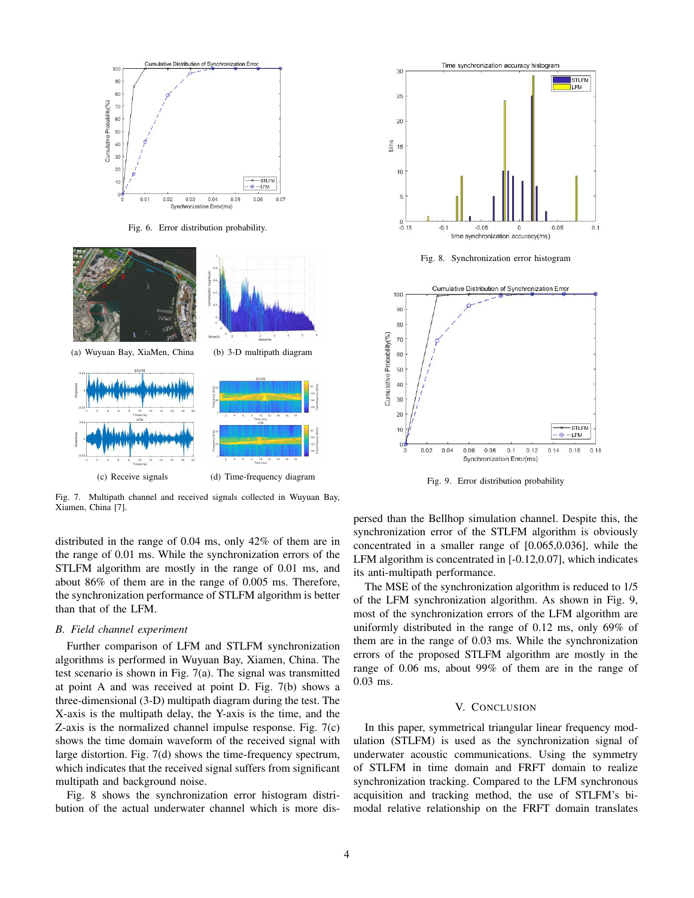Fig. 6. Error distribution probability.

(a) Wuyuan Bay, XiaMen, China

(b) 3-D multipath diagram

(c) Receive signals

(d) Time-frequency diagram

Fig. 7. Multipath channel and received signals collected in Wuyuan Bay, Xiamen, China [7].

distributed in the range of 0.04 ms, only 42% of them are in the range of 0.01 ms. While the synchronization errors of the STLFM algorithm are mostly in the range of 0.01 ms, and about 86% of them are in the range of 0.005 ms. Therefore, the synchronization performance of STLFM algorithm is better than that of the LFM.

### *B. Field channel experiment*

Further comparison of LFM and STLFM synchronization algorithms is performed in Wuyuan Bay, Xiamen, China. The test scenario is shown in Fig. 7(a). The signal was transmitted at point A and was received at point D. Fig. 7(b) shows a three-dimensional (3-D) multipath diagram during the test. The X-axis is the multipath delay, the Y-axis is the time, and the Z-axis is the normalized channel impulse response. Fig. 7(c) shows the time domain waveform of the received signal with large distortion. Fig. 7(d) shows the time-frequency spectrum, which indicates that the received signal suffers from significant multipath and background noise.

Fig. 8 shows the synchronization error histogram distribution of the actual underwater channel which is more dispersed than the Bellhop simulation channel. Despite this, the synchronization error of the STLFM algorithm is obviously concentrated in a smaller range of [0.065,0.036], while the LFM algorithm is concentrated in [-0.12,0.07], which indicates its anti-multipath performance.

Fig. 8. Synchronization error histogram

Fig. 9. Error distribution probability

The MSE of the synchronization algorithm is reduced to 1/5 of the LFM synchronization algorithm. As shown in Fig. 9, most of the synchronization errors of the LFM algorithm are uniformly distributed in the range of 0.12 ms, only 69% of them are in the range of 0.03 ms. While the synchronization errors of the proposed STLFM algorithm are mostly in the range of 0.06 ms, about 99% of them are in the range of 0.03 ms.

## V. CONCLUSION

In this paper, symmetrical triangular linear frequency modulation (STLFM) is used as the synchronization signal of underwater acoustic communications. Using the symmetry of STLFM in time domain and FRFT domain to realize synchronization tracking. Compared to the LFM synchronous acquisition and tracking method, the use of STLFM's bimodal relative relationship on the FRFT domain translates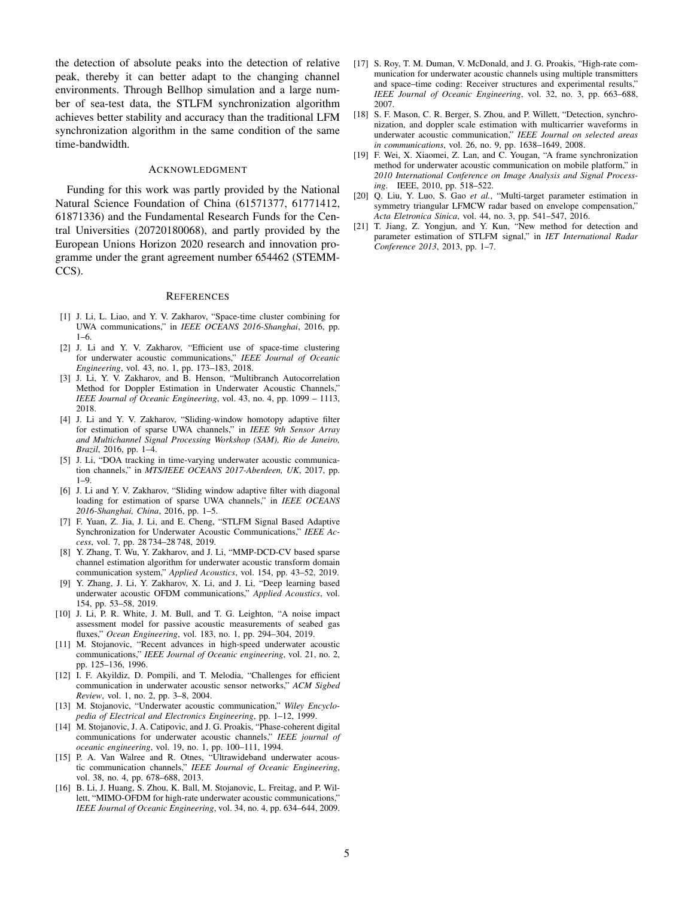the detection of absolute peaks into the detection of relative peak, thereby it can better adapt to the changing channel environments. Through Bellhop simulation and a large number of sea-test data, the STLFM synchronization algorithm achieves better stability and accuracy than the traditional LFM synchronization algorithm in the same condition of the same time-bandwidth.

## ACKNOWLEDGMENT

Funding for this work was partly provided by the National Natural Science Foundation of China (61571377, 61771412, 61871336) and the Fundamental Research Funds for the Central Universities (20720180068), and partly provided by the European Unions Horizon 2020 research and innovation programme under the grant agreement number 654462 (STEMM-CCS).

## REFERENCES

[1] J. Li, L. Liao, and Y. V. Zakharov, "Space-time cluster combining for UWA communications," in *IEEE OCEANS 2016-Shanghai*, 2016, pp. 1–6.

[2] J. Li and Y. V. Zakharov, "Efficient use of space-time clustering for underwater acoustic communications," *IEEE Journal of Oceanic Engineering*, vol. 43, no. 1, pp. 173–183, 2018.

[3] J. Li, Y. V. Zakharov, and B. Henson, "Multibranch Autocorrelation Method for Doppler Estimation in Underwater Acoustic Channels," *IEEE Journal of Oceanic Engineering*, vol. 43, no. 4, pp. 1099 – 1113, 2018.

[4] J. Li and Y. V. Zakharov, "Sliding-window homotopy adaptive filter for estimation of sparse UWA channels," in *IEEE 9th Sensor Array and Multichannel Signal Processing Workshop (SAM), Rio de Janeiro, Brazil*, 2016, pp. 1–4.

[5] J. Li, "DOA tracking in time-varying underwater acoustic communication channels," in *MTS/IEEE OCEANS 2017-Aberdeen, UK*, 2017, pp. 1–9.

[6] J. Li and Y. V. Zakharov, "Sliding window adaptive filter with diagonal loading for estimation of sparse UWA channels," in *IEEE OCEANS 2016-Shanghai, China*, 2016, pp. 1–5.

[7] F. Yuan, Z. Jia, J. Li, and E. Cheng, "STLFM Signal Based Adaptive Synchronization for Underwater Acoustic Communications," *IEEE Access*, vol. 7, pp. 28 734–28 748, 2019.

[8] Y. Zhang, T. Wu, Y. Zakharov, and J. Li, "MMP-DCD-CV based sparse channel estimation algorithm for underwater acoustic transform domain communication system," *Applied Acoustics*, vol. 154, pp. 43–52, 2019.

[9] Y. Zhang, J. Li, Y. Zakharov, X. Li, and J. Li, "Deep learning based underwater acoustic OFDM communications," *Applied Acoustics*, vol. 154, pp. 53–58, 2019.

[10] J. Li, P. R. White, J. M. Bull, and T. G. Leighton, "A noise impact assessment model for passive acoustic measurements of seabed gas fluxes," *Ocean Engineering*, vol. 183, no. 1, pp. 294–304, 2019.

[11] M. Stojanovic, "Recent advances in high-speed underwater acoustic communications," *IEEE Journal of Oceanic engineering*, vol. 21, no. 2, pp. 125–136, 1996.

[12] I. F. Akyildiz, D. Pompili, and T. Melodia, "Challenges for efficient communication in underwater acoustic sensor networks," *ACM Sigbed Review*, vol. 1, no. 2, pp. 3–8, 2004.

[13] M. Stojanovic, "Underwater acoustic communication," *Wiley Encyclopedia of Electrical and Electronics Engineering*, pp. 1–12, 1999.

[14] M. Stojanovic, J. A. Catipovic, and J. G. Proakis, "Phase-coherent digital communications for underwater acoustic channels," *IEEE journal of oceanic engineering*, vol. 19, no. 1, pp. 100–111, 1994.

[15] P. A. Van Walree and R. Otnes, "Ultrawideband underwater acoustic communication channels," *IEEE Journal of Oceanic Engineering*, vol. 38, no. 4, pp. 678–688, 2013.

[16] B. Li, J. Huang, S. Zhou, K. Ball, M. Stojanovic, L. Freitag, and P. Willett, "MIMO-OFDM for high-rate underwater acoustic communications," *IEEE Journal of Oceanic Engineering*, vol. 34, no. 4, pp. 634–644, 2009.

[17] S. Roy, T. M. Duman, V. McDonald, and J. G. Proakis, "High-rate communication for underwater acoustic channels using multiple transmitters and space–time coding: Receiver structures and experimental results," *IEEE Journal of Oceanic Engineering*, vol. 32, no. 3, pp. 663–688, 2007.

[18] S. F. Mason, C. R. Berger, S. Zhou, and P. Willett, "Detection, synchronization, and doppler scale estimation with multicarrier waveforms in underwater acoustic communication," *IEEE Journal on selected areas in communications*, vol. 26, no. 9, pp. 1638–1649, 2008.

[19] F. Wei, X. Xiaomei, Z. Lan, and C. Yougan, "A frame synchronization method for underwater acoustic communication on mobile platform," in *2010 International Conference on Image Analysis and Signal Processing*. IEEE, 2010, pp. 518–522.

[20] Q. Liu, Y. Luo, S. Gao *et al.*, "Multi-target parameter estimation in symmetry triangular LFMCW radar based on envelope compensation," *Acta Eletronica Sinica*, vol. 44, no. 3, pp. 541–547, 2016.

[21] T. Jiang, Z. Yongjun, and Y. Kun, "New method for detection and parameter estimation of STLFM signal," in *IET International Radar Conference 2013*, 2013, pp. 1–7.